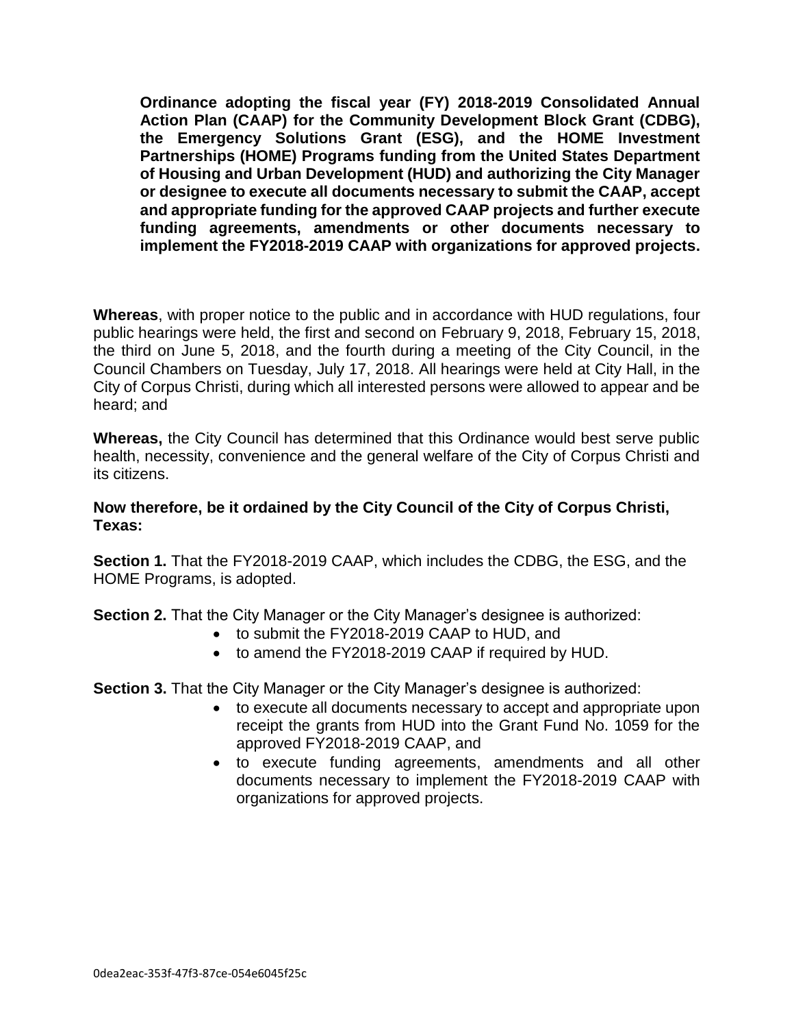**Ordinance adopting the fiscal year (FY) 2018-2019 Consolidated Annual Action Plan (CAAP) for the Community Development Block Grant (CDBG), the Emergency Solutions Grant (ESG), and the HOME Investment Partnerships (HOME) Programs funding from the United States Department of Housing and Urban Development (HUD) and authorizing the City Manager or designee to execute all documents necessary to submit the CAAP, accept and appropriate funding for the approved CAAP projects and further execute funding agreements, amendments or other documents necessary to implement the FY2018-2019 CAAP with organizations for approved projects.**

**Whereas**, with proper notice to the public and in accordance with HUD regulations, four public hearings were held, the first and second on February 9, 2018, February 15, 2018, the third on June 5, 2018, and the fourth during a meeting of the City Council, in the Council Chambers on Tuesday, July 17, 2018. All hearings were held at City Hall, in the City of Corpus Christi, during which all interested persons were allowed to appear and be heard; and

**Whereas,** the City Council has determined that this Ordinance would best serve public health, necessity, convenience and the general welfare of the City of Corpus Christi and its citizens.

**Now therefore, be it ordained by the City Council of the City of Corpus Christi, Texas:**

**Section 1.** That the FY2018-2019 CAAP, which includes the CDBG, the ESG, and the HOME Programs, is adopted.

**Section 2.** That the City Manager or the City Manager's designee is authorized:

- to submit the FY2018-2019 CAAP to HUD, and
- to amend the FY2018-2019 CAAP if required by HUD.

**Section 3.** That the City Manager or the City Manager's designee is authorized:

- to execute all documents necessary to accept and appropriate upon receipt the grants from HUD into the Grant Fund No. 1059 for the approved FY2018-2019 CAAP, and
- to execute funding agreements, amendments and all other documents necessary to implement the FY2018-2019 CAAP with organizations for approved projects.

0dea2eac-353f-47f3-87ce-054e6045f25c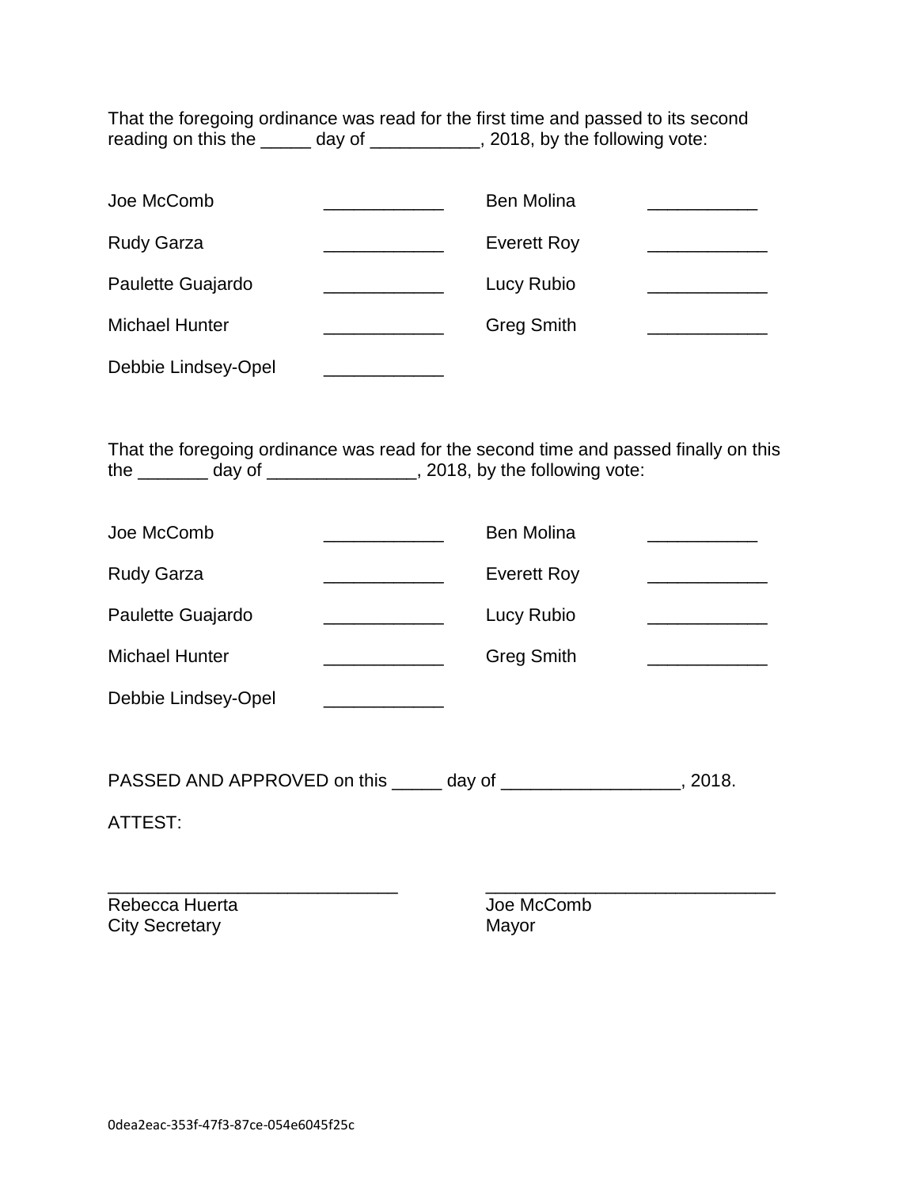That the foregoing ordinance was read for the first time and passed to its second reading on this the _____ day of ___________, 2018, by the following vote:

| | | | |
|---|---|---|---|
| Joe McComb | ____________ | Ben Molina | ___________ |
| Rudy Garza | ____________ | Everett Roy | ____________ |
| Paulette Guajardo | ____________ | Lucy Rubio | ____________ |
| Michael Hunter | ____________ | Greg Smith | ____________ |
| Debbie Lindsey-Opel | ____________ | | |

That the foregoing ordinance was read for the second time and passed finally on this the _______ day of _______________, 2018, by the following vote:

| | | | |
|---|---|---|---|
| Joe McComb | ____________ | Ben Molina | ___________ |
| Rudy Garza | ____________ | Everett Roy | ____________ |
| Paulette Guajardo | ____________ | Lucy Rubio | ____________ |
| Michael Hunter | ____________ | Greg Smith | ____________ |
| Debbie Lindsey-Opel | ____________ | | |

PASSED AND APPROVED on this _____ day of __________________, 2018.

ATTEST:

| | |
|---|---|
| _____________________________ | _____________________________ |
| Rebecca Huerta | Joe McComb |
| City Secretary | Mayor |

0dea2eac-353f-47f3-87ce-054e6045f25c